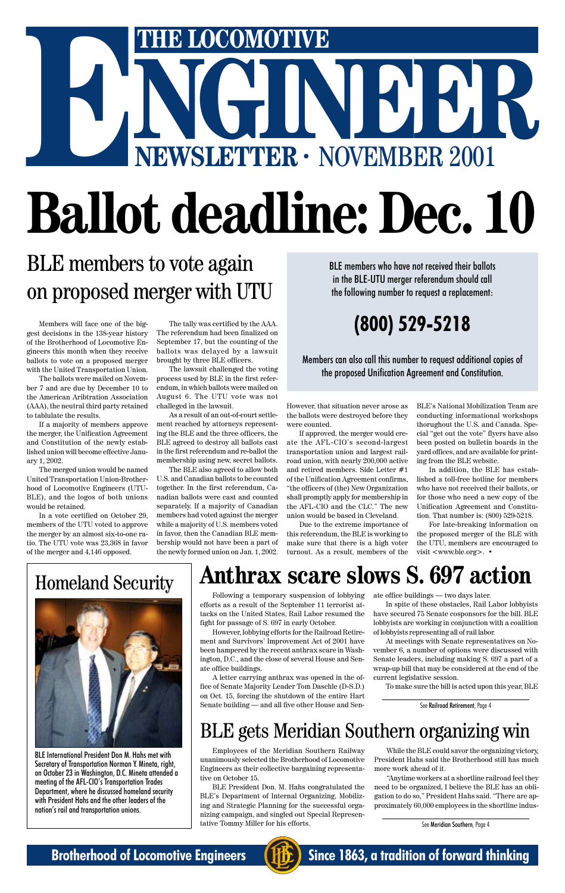# THE LOCOMOTIVE ENGINEER

## NEWSLETTER · NOVEMBER 2001

# Ballot deadline: Dec. 10

## BLE members to vote again on proposed merger with UTU

BLE members who have not received their ballots in the BLE-UTU merger referendum should call the following number to request a replacement:

**(800) 529-5218**

Members can also call this number to request additional copies of the proposed Unification Agreement and Constitution.

Members will face one of the biggest decisions in the 138-year history of the Brotherhood of Locomotive Engineers this month when they receive ballots to vote on a proposed merger with the United Transportation Union.

The ballots were mailed on November 7 and are due by December 10 to the American Arbitration Association (AAA), the neutral third party retained to tablulate the results.

If a majority of members approve the merger, the Unification Agreement and Constitution of the newly established union will become effective January 1, 2002.

The merged union would be named United Transportation Union-Brotherhood of Locomotive Engineers (UTU-BLE), and the logos of both unions would be retained.

In a vote certified on October 29, members of the UTU voted to approve the merger by an almost six-to-one ratio. The UTU vote was 23,368 in favor of the merger and 4,146 opposed.

The tally was certified by the AAA. The referendum had been finalized on September 17, but the counting of the ballots was delayed by a lawsuit brought by three BLE officers.

The lawsuit challenged the voting process used by BLE in the first referendum, in which ballots were mailed on August 6. The UTU vote was not challeged in the lawsuit.

As a result of an out-of-court settlement reached by attorneys representing the BLE and the three officers, the BLE agreed to destroy all ballots cast in the first referendum and re-ballot the membership using new, secret ballots.

The BLE also agreed to allow both U.S. and Canadian ballots to be counted together. In the first referendum, Canadian ballots were cast and counted separately. If a majority of Canadian members had voted against the merger while a majority of U.S. members voted in favor, then the Canadian BLE membership would not have been a part of the newly formed union on Jan. 1, 2002. However, that situation never arose as the ballots were destroyed before they were counted.

If approved, the merger would create the AFL-CIO's second-largest transportation union and largest railroad union, with nearly 200,000 active and retired members. Side Letter #1 of the Unification Agreement confirms, "the officers of (the) New Organization shall promptly apply for membership in the AFL-CIO and the CLC." The new union would be based in Cleveland.

Due to the extreme importance of this referendum, the BLE is working to make sure that there is a high voter turnout. As a result, members of the BLE's National Mobilization Team are conducting informational workshops thorughout the U.S. and Canada. Special "get out the vote" flyers have also been posted on bulletin boards in the yard offices, and are available for printing from the BLE website.

In addition, the BLE has established a toll-free hotline for members who have not received their ballots, or for those who need a new copy of the Unification Agreement and Constitution. That number is: (800) 529-5218.

For late-breaking information on the proposed merger of the BLE with the UTU, members are encouraged to visit <www.ble.org>. •

## Homeland Security

BLE International President Don M. Hahs met with Secretary of Transportation Norman Y. Mineta, right, on October 23 in Washington, D.C. Mineta attended a meeting of the AFL-CIO's Transportation Trades Department, where he discussed homeland security with President Hahs and the other leaders of the nation's rail and transportation unions.

# Anthrax scare slows S. 697 action

Following a temporary suspension of lobbying efforts as a result of the September 11 terrorist attacks on the United States, Rail Labor resumed the fight for passage of S. 697 in early October.

However, lobbying efforts for the Railroad Retirement and Survivors' Improvement Act of 2001 have been hampered by the recent anthrax scare in Washington, D.C., and the close of several House and Senate office buildings.

A letter carrying anthrax was opened in the office of Senate Majority Leader Tom Daschle (D-S.D.) on Oct. 15, forcing the shutdown of the entire Hart Senate building — and all five other House and Senate office buildings — two days later.

In spite of these obstacles, Rail Labor lobbyists have secured 75 Senate cosponsors for the bill. BLE lobbyists are working in conjunction with a coalition of lobbyists representing all of rail labor.

At meetings with Senate representatives on November 6, a number of options were discussed with Senate leaders, including making S. 697 a part of a wrap-up bill that may be considered at the end of the current legislative session.

To make sure the bill is acted upon this year, BLE

See **Railroad Retirement**, Page 4

## BLE gets Meridian Southern organizing win

Employees of the Meridian Southern Railway unanimously selected the Brotherhood of Locomotive Engineers as their collective bargaining representative on October 15.

BLE President Don. M. Hahs congratulated the BLE's Department of Internal Organizing, Mobilizing and Strategic Planning for the successful organizing campaign, and singled out Special Representative Tommy Miller for his efforts.

While the BLE could savor the organizing victory, President Hahs said the Brotherhood still has much more work ahead of it.

"Anytime workers at a shortline railroad feel they need to be organized, I believe the BLE has an obligation to do so," President Hahs said. "There are approximately 60,000 employees in the shortline indus-

See **Meridian Southern**, Page 4

**Brotherhood of Locomotive Engineers** — **Since 1863, a tradition of forward thinking**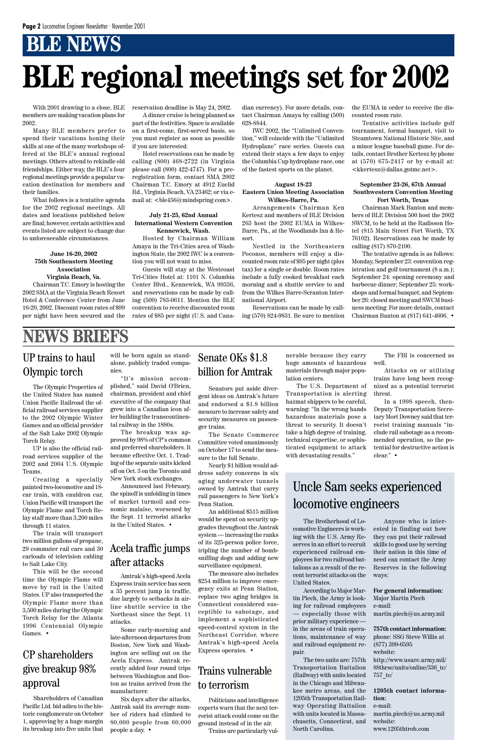# BLE NEWS

# BLE regional meetings set for 2002

With 2001 drawing to a close, BLE members are making vacation plans for 2002.

Many BLE members prefer to spend their vacations honing their skills at one of the many workshops offered at the BLE's annual regional meetings. Others attend to rekindle old friendships. Either way, the BLE's four regional meetings provide a popular vacation destination for members and their families.

What follows is a tentative agenda for the 2002 regional meetings. All dates and locations published below are final; however, certain activities and events listed are subject to change due to unforeseeable circumstances.

#### June 16-20, 2002 75th Southeastern Meeting Association Virginia Beach, Va.

Chairman T.C. Emory is hosting the 2002 SMA at the Virginia Beach Resort Hotel & Conference Center from June 16-20, 2002. Discount room rates of $99 per night have been secured and the reservation deadline is May 24, 2002.

A dinner cruise is being planned as part of the festivities. Space is available on a first-come, first-served basis, so you must register as soon as possible if you are interested.

Hotel reservations can be made by calling (800) 468-2722 (in Virginia please call (800) 422-4747). For a preregistration form, contact SMA 2002 Chairman T.C. Emory at 4912 Euclid Rd., Virginia Beach, VA 23462; or via e-mail at: <ble456@mindspring.com>.

#### July 21-25, 62nd Annual International Western Convention Kennewick, Wash.

Hosted by Chairman William Amaya in the Tri-Cities area of Washington State, the 2002 IWC is a convention you will not want to miss.

Guests will stay at the Westcoast Tri-Cities Hotel at: 1101 N. Columbia Center Blvd., Kennewick, WA 99336, and reservations can be made by calling (509) 783-0611. Mention the BLE convention to receive discounted room rates of $85 per night (U.S. and Canadian currency). For more details, contact Chairman Amaya by calling (509) 628-8844.

IWC 2002, the "Unlimited Convention," will coincide with the "Unlimited Hydroplane" race series. Guests can extend their stays a few days to enjoy the Columbia Cup hydroplane race, one of the fastest sports on the planet.

#### August 18-23 Eastern Union Meeting Association Wilkes-Barre, Pa.

Arrangements Chairman Ken Kertesz and members of BLE Division 263 host the 2002 EUMA in Wilkes-Barre, Pa., at the Woodlands Inn & Resort.

Nestled in the Northeastern Poconos, members will enjoy a discounted room rate of $95 per night (plus tax) for a single or double. Room rates include a fully cooked breakfast each morning and a shuttle service to and from the Wilkes Barre-Scranton International Airport.

Reservations can be made by calling (570) 824-9831. Be sure to mention the EUMA in order to receive the discounted room rate.

Tentative activities include golf tournament, formal banquet, visit to Steamtown National Historic Site, and a minor league baseball game. For details, contact Brother Kertesz by phone at (570) 675-2417 or by e-mail at: <kkertesz@dallas.gotmc.net>.

#### September 23-26, 67th Annual Southwestern Convention Meeting Fort Worth, Texas

Chairman Mark Banton and members of BLE Division 500 host the 2002 SWCM, to be held at the Radisson Hotel (815 Main Street Fort Worth, TX 76102). Reservations can be made by calling (817) 870-2100.

The tentative agenda is as follows: Monday, September 23: convention registration and golf tournament (8 a.m.); September 24: opening ceremony and barbecue dinner; September 25: workshops and formal banquet; and September 26: closed meeting and SWCM business meeting. For more details, contact Chairman Banton at (817) 641-4606. •

# NEWS BRIEFS

## UP trains to haul Olympic torch

The Olympic Properties of the United States has named Union Pacific Railroad the official railroad services supplier to the 2002 Olympic Winter Games and an official provider of the Salt Lake 2002 Olympic Torch Relay.

UP is also the official railroad services supplier of the 2002 and 2004 U.S. Olympic Teams.

Creating a specially painted two-locomotive and 18-car train, with cauldron car, Union Pacific will transport the Olympic Flame and Torch Relay staff more than 3,200 miles through 11 states.

The train will transport two million gallons of propane, 29 commuter rail cars and 30 carloads of television cabling to Salt Lake City.

This will be the second time the Olympic Flame will move by rail in the United States. UP also transported the Olympic Flame more than 3,500 miles during the Olympic Torch Relay for the Atlanta 1996 Centennial Olympic Games. •

## CP shareholders give breakup 98% approval

Shareholders of Canadian Pacific Ltd. bid adieu to the historic conglomerate on October 1, approving by a huge margin its breakup into five units that will be born again as standalone, publicly traded companies.

"It's mission accomplished," said David O'Brien, chairman, president and chief executive of the company that grew into a Canadian icon after building the transcontinental railway in the 1880s.

The breakup was approved by 98% of CP's common and preferred shareholders. It became effective Oct. 1. Trading of the separate units kicked off on Oct. 3 on the Toronto and New York stock exchanges.

Announced last February, the spinoff is unfolding in times of market turmoil and economic malaise, worsened by the Sept. 11 terrorist attacks in the United States. •

## Acela traffic jumps after attacks

Amtrak's high-speed Acela Express train service has seen a 35 percent jump in traffic, due largely to setbacks in airline shuttle service in the Northeast since the Sept. 11 attacks.

Some early-morning and late-afternoon departures from Boston, New York and Washington are selling out on the Acela Express. Amtrak recently added four round trips between Washington and Boston as trains arrived from the manufacturer.

Six days after the attacks, Amtrak said its average number of riders had climbed to 80,000 people from 60,000 people a day. •

## Senate OKs $1.8 billion for Amtrak

Senators put aside divergent ideas on Amtrak's future and endorsed a $1.8 billion measure to increase safety and security measures on passenger trains.

The Senate Commerce Committee voted unanimously on October 17 to send the measure to the full Senate.

Nearly $1 billion would address safety concerns in six aging underwater tunnels owned by Amtrak that carry rail passengers to New York's Penn Station.

An additional $515 million would be spent on security upgrades throughout the Amtrak system — increasing the ranks of its 325-person police force, tripling the number of bomb-sniffing dogs and adding new surveillance equipment.

The measure also includes $254 million to improve emergency exits at Penn Station, replace two aging bridges in Connecticut considered susceptible to sabotage, and implement a sophisticated speed-control system in the Northeast Corridor, where Amtrak's high-speed Acela Express operates. •

## Trains vulnerable to terrorism

Politicians and intelligence experts warn that the next terrorist attack could come on the ground instead of in the air.

Trains are particularly vulnerable because they carry huge amounts of hazardous materials through major population centers.

The U.S. Department of Transportation is alerting hazmat shippers to be careful, warning: "In the wrong hands hazardous materials pose a threat to security. It doesn't take a high degree of training, technical expertise, or sophisticated equipment to attack with devastating results."

The FBI is concerned as well.

Attacks on or utilizing trains have long been recognized as a potential terrorist threat.

In a 1998 speech, then-Deputy Transportation Secretary Mort Downey said that terrorist training manuals "include rail sabotage as a recommended operation, so the potential for destructive action is clear." •

## Uncle Sam seeks experienced locomotive engineers

The Brotherhood of Locomotive Engineers is working with the U.S. Army Reserves in an effort to recruit experienced railroad employees for two railroad battalions as a result of the recent terrorist attacks on the United States.

According to Major Martin Piech, the Army is looking for railroad employees — especially those with prior military experience — in the areas of train operations, maintenance of way and railroad equipment repair.

The two units are: 757th Transportation Battalion (Railway) with units located in the Chicago and Milwaukee metro areas, and the 1205th Transportation Railway Operating Battalion with units located in Massachusetts, Connecticut, and North Carolina.

Anyone who is interested in finding out how they can put their railroad skills to good use by serving their nation in this time of need can contact the Army Reserves in the following ways:

**For general information:**
Major Martin Piech
e-mail:
martin.piech@us.army.mil

**757th contact information:**
phone: SSG Steve Willis at (877) 399-6595
website:
http://www.usarc.army.mil/88thrsc/units/online/336_tc/757_tc/

**1205th contact information:**
e-mail:
martin.piech@us.army.mil
website:
www.1205thtrob.com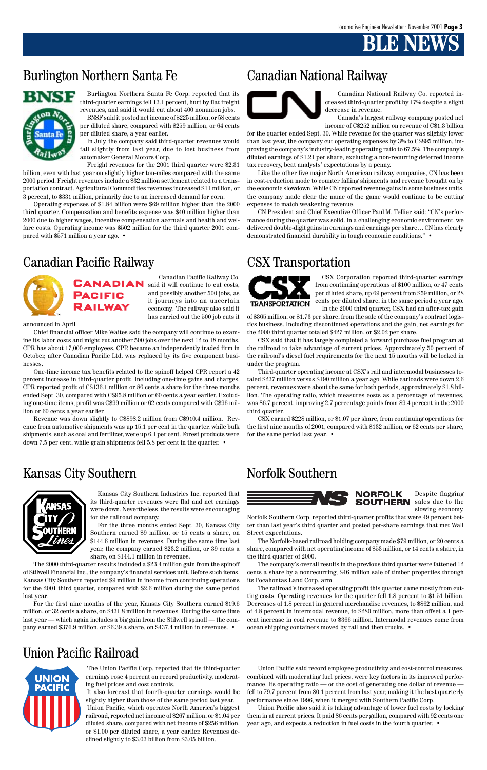# BLE NEWS

## Burlington Northern Santa Fe

Burlington Northern Santa Fe Corp. reported that its third-quarter earnings fell 13.1 percent, hurt by flat freight revenues, and said it would cut about 400 nonunion jobs.

BNSF said it posted net income of $225 million, or 58 cents per diluted share, compared with $259 million, or 64 cents per diluted share, a year earlier.

In July, the company said third-quarter revenues would fall slightly from last year, due to lost business from automaker General Motors Corp.

Freight revenues for the 2001 third quarter were $2.31 billion, even with last year on slightly higher ton-miles compared with the same 2000 period. Freight revenues include a $32 million settlement related to a transportation contract. Agricultural Commodities revenues increased $11 million, or 3 percent, to $331 million, primarily due to an increased demand for corn.

Operating expenses of $1.84 billion were $69 million higher than the 2000 third quarter. Compensation and benefits expense was $40 million higher than 2000 due to higher wages, incentive compensation accruals and health and welfare costs. Operating income was $502 million for the third quarter 2001 compared with $571 million a year ago. •

## Canadian National Railway

Canadian National Railway Co. reported increased third-quarter profit by 17% despite a slight decrease in revenue.

Canada's largest railway company posted net income of C$252 million on revenue of C$1.3 billion for the quarter ended Sept. 30. While revenue for the quarter was slightly lower than last year, the company cut operating expenses by 3% to C$895 million, improving the company's industry-leading operating ratio to 67.5%. The company's diluted earnings of $1.21 per share, excluding a non-recurring deferred income tax recovery, beat analysts' expectations by a penny.

Like the other five major North American railway companies, CN has been in cost-reduction mode to counter falling shipments and revenue brought on by the economic slowdown. While CN reported revenue gains in some business units, the company made clear the name of the game would continue to be cutting expenses to match weakening revenue.

CN President and Chief Executive Officer Paul M. Tellier said: "CN's performance during the quarter was solid. In a challenging economic environment, we delivered double-digit gains in earnings and earnings per share… CN has clearly demonstrated financial durability in tough economic conditions." •

## Canadian Pacific Railway

Canadian Pacific Railway Co. said it will continue to cut costs, and possibly another 500 jobs, as it journeys into an uncertain economy. The railway also said it has carried out the 500 job cuts it announced in April.

Chief financial officer Mike Waites said the company will continue to examine its labor costs and might cut another 500 jobs over the next 12 to 18 months. CPR has about 17,000 employees. CPR became an independently traded firm in October, after Canadian Pacific Ltd. was replaced by its five component businesses.

One-time income tax benefits related to the spinoff helped CPR report a 42 percent increase in third-quarter profit. Including one-time gains and charges, CPR reported profit of C$136.1 million or 86 cents a share for the three months ended Sept. 30, compared with C$95.8 million or 60 cents a year earlier. Excluding one-time items, profit was C$99 million or 62 cents compared with C$96 million or 60 cents a year earlier.

Revenue was down slightly to C$898.2 million from C$910.4 million. Revenue from automotive shipments was up 15.1 per cent in the quarter, while bulk shipments, such as coal and fertilizer, were up 6.1 per cent. Forest products were down 7.5 per cent, while grain shipments fell 5.8 per cent in the quarter. •

## CSX Transportation

CSX Corporation reported third-quarter earnings from continuing operations of $100 million, or 47 cents per diluted share, up 69 percent from $59 million, or 28 cents per diluted share, in the same period a year ago.

In the 2000 third quarter, CSX had an after-tax gain of $365 million, or $1.73 per share, from the sale of the company's contract logistics business. Including discontinued operations and the gain, net earnings for the 2000 third quarter totaled $427 million, or $2.02 per share.

CSX said that it has largely completed a forward purchase fuel program at the railroad to take advantage of current prices. Approximately 50 percent of the railroad's diesel fuel requirements for the next 15 months will be locked in under the program.

Third-quarter operating income at CSX's rail and intermodal businesses totaled $237 million versus $190 million a year ago. While carloads were down 2.6 percent, revenues were about the same for both periods, approximately $1.8 billion. The operating ratio, which measures costs as a percentage of revenues, was 86.7 percent, improving 2.7 percentage points from 89.4 percent in the 2000 third quarter.

CSX earned $228 million, or $1.07 per share, from continuing operations for the first nine months of 2001, compared with $132 million, or 62 cents per share, for the same period last year. •

## Kansas City Southern

Kansas City Southern Industries Inc. reported that its third-quarter revenues were flat and net earnings were down. Nevertheless, the results were encouraging for the railroad company.

For the three months ended Sept. 30, Kansas City Southern earned $9 million, or 15 cents a share, on $144.6 million in revenues. During the same time last year, the company earned $23.2 million, or 39 cents a share, on $144.1 million in revenues.

The 2000 third-quarter results included a $23.4 million gain from the spinoff of Stilwell Financial Inc., the company's financial services unit. Before such items, Kansas City Southern reported $9 million in income from continuing operations for the 2001 third quarter, compared with $2.6 million during the same period last year.

For the first nine months of the year, Kansas City Southern earned $19.6 million, or 32 cents a share, on $431.8 million in revenues. During the same time last year — which again includes a big gain from the Stilwell spinoff — the company earned $376.9 million, or $6.39 a share, on $437.4 million in revenues. •

## Norfolk Southern

Despite flagging sales due to the slowing economy, Norfolk Southern Corp. reported third-quarter profits that were 49 percent better than last year's third quarter and posted per-share earnings that met Wall Street expectations.

The Norfolk-based railroad holding company made $79 million, or 20 cents a share, compared with net operating income of $53 million, or 14 cents a share, in the third quarter of 2000.

The company's overall results in the previous third quarter were fattened 12 cents a share by a nonrecurring, $46 million sale of timber properties through its Pocahontas Land Corp. arm.

The railroad's increased operating profit this quarter came mostly from cutting costs. Operating revenues for the quarter fell 1.8 percent to $1.51 billion. Decreases of 1.8 percent in general merchandise revenues, to $862 million, and of 4.8 percent in intermodal revenue, to $280 million, more than offset a 1 percent increase in coal revenue to $366 million. Intermodal revenues come from ocean shipping containers moved by rail and then trucks. •

## Union Pacific Railroad

The Union Pacific Corp. reported that its third-quarter earnings rose 4 percent on record productivity, moderating fuel prices and cost controls.

It also forecast that fourth-quarter earnings would be slightly higher than those of the same period last year.

Union Pacific, which operates North America's biggest railroad, reported net income of $267 million, or $1.04 per diluted share, compared with net income of $256 million, or $1.00 per diluted share, a year earlier. Revenues declined slightly to $3.03 billion from $3.05 billion.

Union Pacific said record employee productivity and cost-control measures, combined with moderating fuel prices, were key factors in its improved performance. Its operating ratio — or the cost of generating one dollar of revenue — fell to 79.7 percent from 80.1 percent from last year, making it the best quarterly performance since 1996, when it merged with Southern Pacific Corp.

Union Pacific also said it is taking advantage of lower fuel costs by locking them in at current prices. It paid 86 cents per gallon, compared with 92 cents one year ago, and expects a reduction in fuel costs in the fourth quarter. •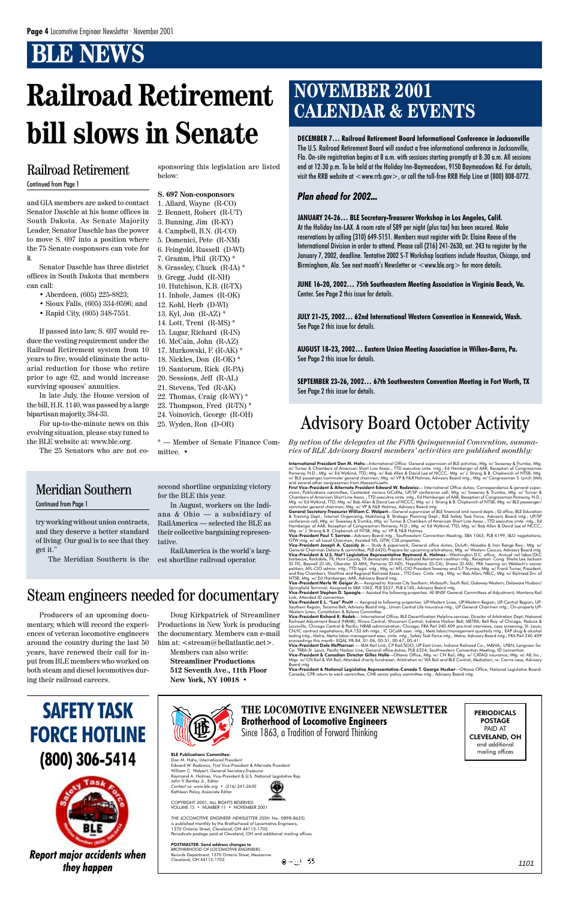# BLE NEWS

# Railroad Retirement bill slows in Senate

## Railroad Retirement

Continued from Page 1

and GIA members are asked to contact Senator Daschle at his home offices in South Dakota. As Senate Majority Leader, Senator Daschle has the power to move S. 697 into a position where the 75 Senate cosponsors can vote for it.

Senator Daschle has three district offices in South Dakota that members can call:

- Aberdeen, (605) 225-8823;
- Sioux Falls, (605) 334-9596; and
- Rapid City, (605) 348-7551.

If passed into law, S. 697 would reduce the vesting requirement under the Railroad Retirement system from 10 years to five, would eliminate the actuarial reduction for those who retire prior to age 62, and would increase surviving spouses' annuities.

In late July, the House version of the bill, H.R. 1140, was passed by a large bipartisan majority, 384-33.

For up-to-the-minute news on this evolving situation, please stay tuned to the BLE website at: www.ble.org.

The 25 Senators who are not co-sponsoring this legislation are listed below:

**S. 697 Non-cosponsors**

1. Allard, Wayne (R-CO)
2. Bennett, Robert (R-UT)
3. Bunning, Jim (R-KY)
4. Campbell, B.N. (R-CO)
5. Domenici, Pete (R-NM)
6. Feingold, Russell (D-WI)
7. Gramm, Phil (R-TX) *
8. Grassley, Chuck (R-IA) *
9. Gregg, Judd (R-NH)
10. Hutchison, K.B. (R-TX)
11. Inhofe, James (R-OK)
12. Kohl, Herb (D-WI)
13. Kyl, Jon (R-AZ) *
14. Lott, Trent (R-MS) *
15. Lugar, Richard (R-IN)
16. McCain, John (R-AZ)
17. Murkowski, F. (R-AK) *
18. Nickles, Don (R-OK) *
19. Santorum, Rick (R-PA)
20. Sessions, Jeff (R-AL)
21. Stevens, Ted (R-AK)
22. Thomas, Craig (R-WY) *
23. Thompson, Fred (R-TN) *
24. Voinovich, George (R-OH)
25. Wyden, Ron (D-OR)

* — Member of Senate Finance Committee. •

## Meridian Southern

Continued from Page 1

try working without union contracts, and they deserve a better standard of living. Our goal is to see that they get it."

The Meridian Southern is the second shortline organizing victory for the BLE this year.

In August, workers on the Indiana & Ohio — a subsidiary of RailAmerica — selected the BLE as their collective bargaining representative.

RailAmerica is the world's largest shortline railroad operator.

## Steam engineers needed for documentary

Producers of an upcoming documentary, which will record the experiences of veteran locomotive engineers around the country during the last 50 years, have renewed their call for input from BLE members who worked on both steam and diesel locomotives during their railroad careers.

Doug Kirkpatrick of Streamliner Productions in New York is producing the documentary. Members can e-mail him at: <stream@bellatlantic.net>.

Members can also write:
**Streamliner Productions**
**512 Seventh Ave., 11th Floor**
**New York, NY 10018** •

# NOVEMBER 2001 CALENDAR & EVENTS

**DECEMBER 7… Railroad Retirement Board Informational Conference in Jacksonville**
The U.S. Railroad Retirement Board will conduct a free informational conference in Jacksonville, Fla. On-site registration begins at 8 a.m. with sessions starting promptly at 8:30 a.m. All sessions end at 12:30 p.m. To be held at the Holiday Inn-Baymeadows, 9150 Baymeadows Rd. For details, visit the RRB website at <www.rrb.gov>, or call the toll-free RRB Help Line at (800) 808-0772.

***Plan ahead for 2002…***

**JANUARY 24-26… BLE Secretary-Treasurer Workshop in Los Angeles, Calif.**
At the Holiday Inn-LAX. A room rate of $89 per night (plus tax) has been secured. Make reservations by calling (310) 649-5151. Members must register with Dr. Elaine Reese of the International Division in order to attend. Please call (216) 241-2630, ext. 243 to register by the January 7, 2002, deadline. Tentative 2002 S-T Workshop locations include Houston, Chicago, and Birmingham, Ala. See next month's Newsletter or <www.ble.org> for more details.

**JUNE 16-20, 2002… 75th Southeastern Meeting Association in Virginia Beach, Va.**
Center. See Page 2 this issue for details.

**JULY 21-25, 2002… 62nd International Western Convention in Kennewick, Wash.**
See Page 2 this issue for details.

**AUGUST 18-23, 2002… Eastern Union Meeting Association in Wilkes-Barre, Pa.**
See Page 2 this issue for details.

**SEPTEMBER 23-26, 2002… 67th Southwestern Convention Meeting in Fort Worth, TX**
See Page 2 this issue for details.

# Advisory Board October Activity

*By action of the delegates at the Fifth Quinquennial Convention, summaries of BLE Advisory Board members' activities are published monthly:*

**International President Don M. Hahs**—International Office: General supervision of BLE activities; Mtg. w/ Sweeney & Trumka; Mtg. w/ Turner & Chambers of American Short Line Assoc.; TTD executive cmte. mtg.; Ed Hamberger of AAR; Reception of Congressman Pomeroy, N.D.; Mtg. w/ Ed Wytkind, TTD; Mtg. w/ Bob Allen & David Lee of NCCC; Mtg. w/ J. Strang & B. Chipkevich of NTSB; Mtg. w/ BLE passenger/commuter general chairmen; Mtg. w/ VP & NLR Holmes; Advisory Board mtg.; Mtg. w/ Congressman S. Lynch (MA) and several other congressmen from Massachusetts.

**First Vice-President & Alternate President Edward W. Rodzwicz**— International Office duties; Correspondence & general supervision; Publications committee; Contacted various GCofAs; UP/SP conference call; Mtg. w/ Sweeney & Trumka; Mtg. w/ Turner & Chambers of American Short Line Assoc.; TTD executive cmte. mtg.; Ed Hamberger of AAR; Reception of Congressman Pomeroy, N.D.; Mtg. w/ Ed Wytkind, TTD; Mtg. w/ Bob Allen & David Lee of NCCC; Mtg. w/ J. Strang & B. Chipkevich of NTSB; Mtg. w/ BLE passenger/commuter general chairmen; Mtg. w/ VP & NLR Holmes; Advisory Board mtg.

**General Secretary-Treasurer William C. Walpert**—General supervision of BLE financial and record depts.; ID office; BLE Education & Training Dept.; Internal Organizing, Mobilizing & Strategic Planning Dept.; BLE Safety Task Force; Advisory Board mtg.; UP/SP conference call; Mtg. w/ Sweeney & Trumka; Mtg. w/ Turner & Chambers of American Short Line Assoc.; TTD executive cmte. mtg.; Ed Hamberger of AAR; Reception of Congressman Pomeroy, N.D.; Mtg. w/ Ed Wytkind, TTD; Mtg. w/ Bob Allen & David Lee of NCCC; Mtg. w/ J. Strang & B. Chipkevich of NTSB; Mtg. w/ VP & NLR Holmes.

**Vice-President Paul T. Sorrow**—Advisory Board mtg.; Southwestern Convention Meeting; SBA 1063; PLB 6199; I&O negotiations; GTW mtg. w/ all Local Chairmen; Assisted NS, GTW, CSX properties.

**Vice-President Joseph A. Cassidy Jr.**— Study & paperwork; General office duties; Duluth, Missabe & Iron Range Rwy.; Mtg. w/ General Chairman Delano & committee; PLB 6420; Prepare for upcoming arbitrations; Mtg. w/ Western Caucus; Advisory Board mtg.

**Vice-President & U.S. Nat'l Legislative Representative Raymond A. Holmes**—Washington D.C. office; Annual rail labor/DLC barbecue, Rockdale, TX; Hunt County, TX democratic dinner; Railroad Retirement coalition mtg.; Reception: Cong. Sheila Lee Jackson (D-TX), Boswell (D-IA), Oberstar (D-MN), Pomeroy (D-ND), Napolitano (D-CA), Shaws (D-MS); FRA hearing on Webtech's waiver petition; AFL-CIO admin. mtg.; TTD legis. mtg.; Mtg. w/ AFL-CIO President Sweeney and S-T Trumka; Mtg. w/ Frank Turner, President, and Ray Chambers, Shortline and Regional Railroad Assoc.; TTD Exec. Cmte. mtg.; Mtg. w/ Bob Allen, NRLC; Mtg. w/ Railroad Div. of NTSB; Mtg. w/ Ed Hamberger, AAR; Advisory Board mtg.

**Vice-President Merle W. Geiger Jr.**— Assigned to: Kansas City Southern; Midsouth; South Rail; Gateway Western; Delaware Hudson/Springfield Terminal; Assigned to SBA 1062, PLB 5527, PLB 6145; Advisory Board mtg.

**Vice-President Stephen D. Speagle**— Assisted the following properties: All BNSF General Committees of Adjustment; Montana Rail Link; Attended ID convention.

**Vice-President E.L. "Lee" Pruitt** — Assigned to following properties: UP-Western Lines; UP-Western Region; UP-Central Region; UP-Southern Region; Tacoma Belt; Advisory Board mtg.; Union Central Life Insurance mtg.; UP General Chairmen mtg.; On-property UP-Western Lines; Constitution & Bylaws Committee.

**Vice-President Richard K. Radek**— International Office; BLE Decertification Helpline services; Director of Arbitration Dept; National Railroad Adjustment Board (NRAB); Illinois Central, Wisconsin Central; Indiana Harbor Belt; METRA; Belt Rwy. of Chicago; Paduca & Louisville; Chicago Central & Pacific; NRAB administration, Chicago; FRA Part 240.409 pre-trial interviews, case screening, St. Louis; CN/IC contract negotiations; RLA 152 6th mtgs.; IC GCofA assn. mtg.; Meta labor/management quarterly mtg.; EAP drug & alcohol testing mtg.; Metra labor-management exec. cmte. mtg.; Safety Task Force mtg.; Metra; Advisory Board mtg.; FRA Part 240.409 proceedings this month: EQAL 98-84, 01-06, 00-51, 00-67, 00-41.

**Vice-President Dale McPherson** — I&M Rail Link; CP Rail/SOO; UP East Lines; Indiana Railroad Co.; M&NA;. LP&N, Longview Sw. Co. TRRA-St. Louis; Pacific Harbor Line; General office duties; PLB 6324; Southwestern Convention Meeting; ID convention.

**Vice-President & Canadian Director Gilles Hallé**—Ottawa Office; Mtg. w/ CN Rail; Mtg. w/ CATAQ insurance; Mtg. w/ AIL Inc.; Mtgs. w/ CN Rail & VIA Rail; Attended charity fundraiser; Arbitration w/ VIA Rail and BLE Central; Mediation, re: Cairns case; Advisory Board mtg.

**Vice-President & National Legislative Representative-Canada T. George Hucker**—Ottawa Office; National Legislative Board-Canada; CPR return to work committee; CNR senior policy committee mtg.; Advisory Board mtg.

# SAFETY TASK FORCE HOTLINE (800) 306-5414

***Report major accidents when they happen***

## THE LOCOMOTIVE ENGINEER NEWSLETTER
**Brotherhood of Locomotive Engineers**
Since 1863, a Tradition of Forward Thinking

**PERIODICALS POSTAGE** PAID AT **CLEVELAND, OH** and additional mailing offices

**BLE Publications Committee:**
Don M. Hahs, International President
Edward W. Rodzwicz, First Vice-President & Alternate President
William C. Walpert, General Secretary-Treasurer
Raymond A. Holmes, Vice-President & U.S. National Legislative Rep.
John V. Bentley Jr., Editor
*Contact us: www.ble.org • (216) 241-2630*
Kathleen Policy, Associate Editor

COPYRIGHT 2001, ALL RIGHTS RESERVED
*VOLUME 15 • NUMBER 11 • NOVEMBER 2001*

*THE LOCOMOTIVE ENGINEER NEWSLETTER* (ISSN No. 0898-8625) is published monthly by the Brotherhood of Locomotive Engineers, 1370 Ontario Street, Cleveland, OH 44113-1702. Periodicals postage paid at Cleveland, OH and additional mailing offices.

**POSTMASTER: Send address changes to** *BROTHERHOOD OF LOCOMOTIVE ENGINEERS* Records Department, 1370 Ontario Street, Mezzanine Cleveland, OH 44113-1702.

1101